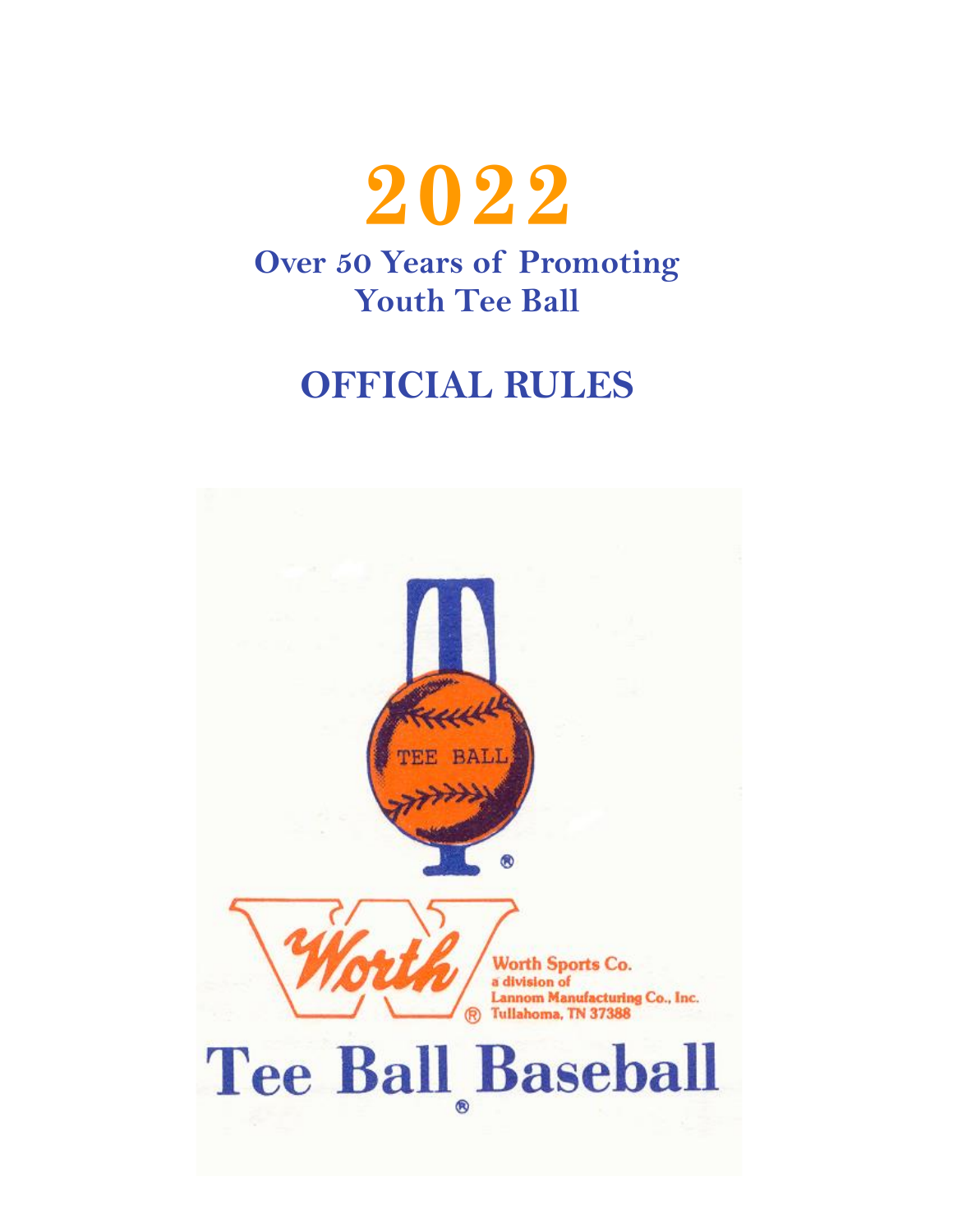# 2022

## Over 50 Years of Promoting Youth Tee Ball

# OFFICIAL RULES

TEE BALL

Worth

Worth Sports Co.
a division of
Lannom Manufacturing Co., Inc.
Tullahoma, TN 37388

# Tee Ball Baseball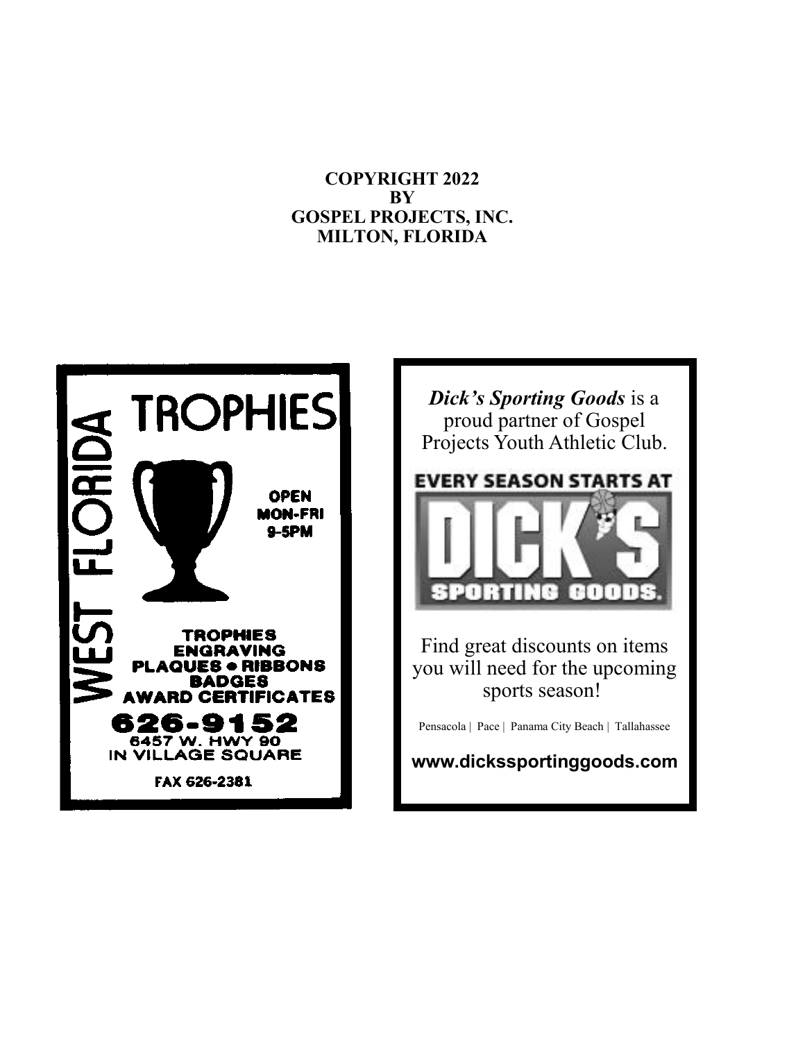**COPYRIGHT 2022**
**BY**
**GOSPEL PROJECTS, INC.**
**MILTON, FLORIDA**

WEST FLORIDA

TROPHIES

OPEN
MON-FRI
9-5PM

TROPHIES
ENGRAVING
PLAQUES • RIBBONS
BADGES
AWARD CERTIFICATES

626-9152
6457 W. HWY 90
IN VILLAGE SQUARE

FAX 626-2381

***Dick's Sporting Goods*** is a proud partner of Gospel Projects Youth Athletic Club.

EVERY SEASON STARTS AT

DICK'S SPORTING GOODS.

Find great discounts on items you will need for the upcoming sports season!

Pensacola | Pace | Panama City Beach | Tallahassee

**www.dickssportinggoods.com**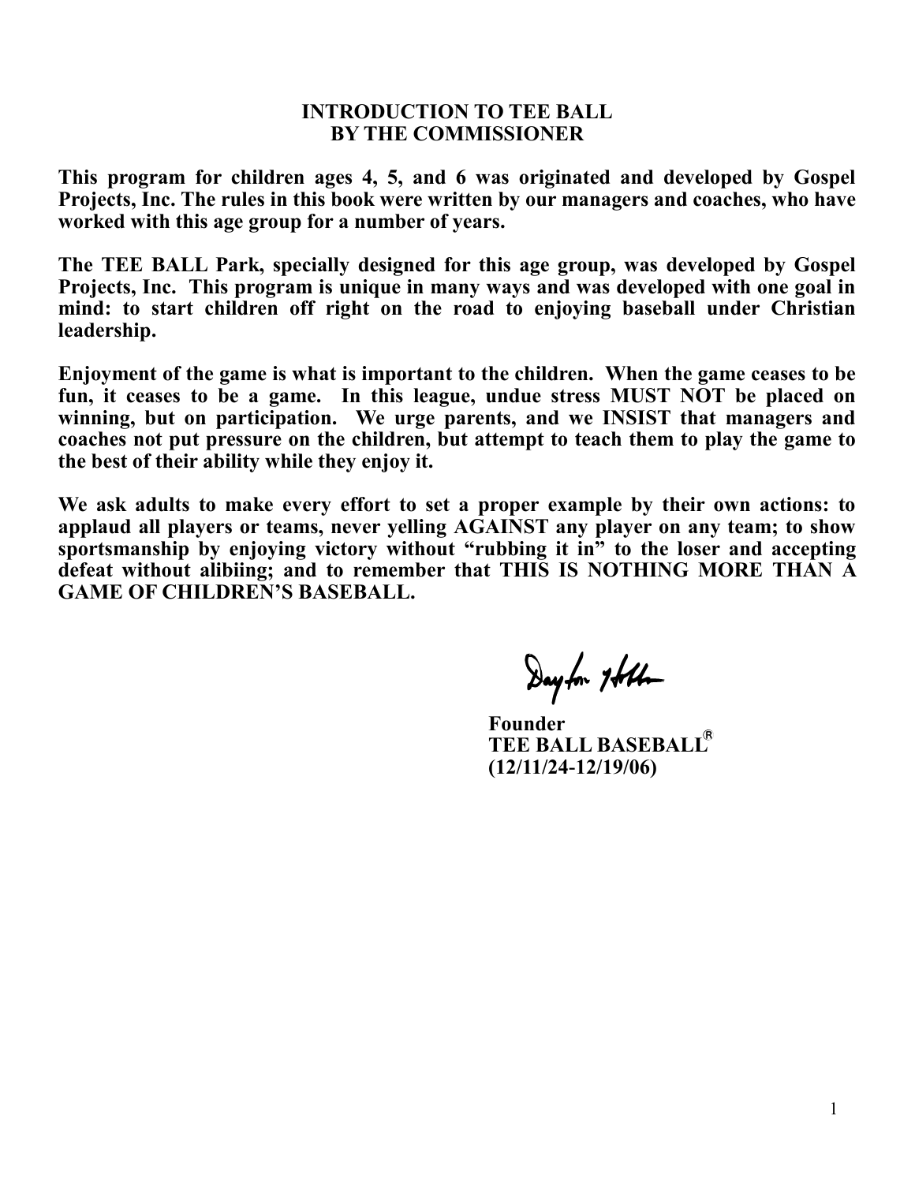# INTRODUCTION TO TEE BALL
# BY THE COMMISSIONER

**This program for children ages 4, 5, and 6 was originated and developed by Gospel Projects, Inc. The rules in this book were written by our managers and coaches, who have worked with this age group for a number of years.**

**The TEE BALL Park, specially designed for this age group, was developed by Gospel Projects, Inc. This program is unique in many ways and was developed with one goal in mind: to start children off right on the road to enjoying baseball under Christian leadership.**

**Enjoyment of the game is what is important to the children. When the game ceases to be fun, it ceases to be a game. In this league, undue stress MUST NOT be placed on winning, but on participation. We urge parents, and we INSIST that managers and coaches not put pressure on the children, but attempt to teach them to play the game to the best of their ability while they enjoy it.**

**We ask adults to make every effort to set a proper example by their own actions: to applaud all players or teams, never yelling AGAINST any player on any team; to show sportsmanship by enjoying victory without "rubbing it in" to the loser and accepting defeat without alibiing; and to remember that THIS IS NOTHING MORE THAN A GAME OF CHILDREN'S BASEBALL.**

Dayton Hobbs

**Founder**
**TEE BALL BASEBALL®**
**(12/11/24-12/19/06)**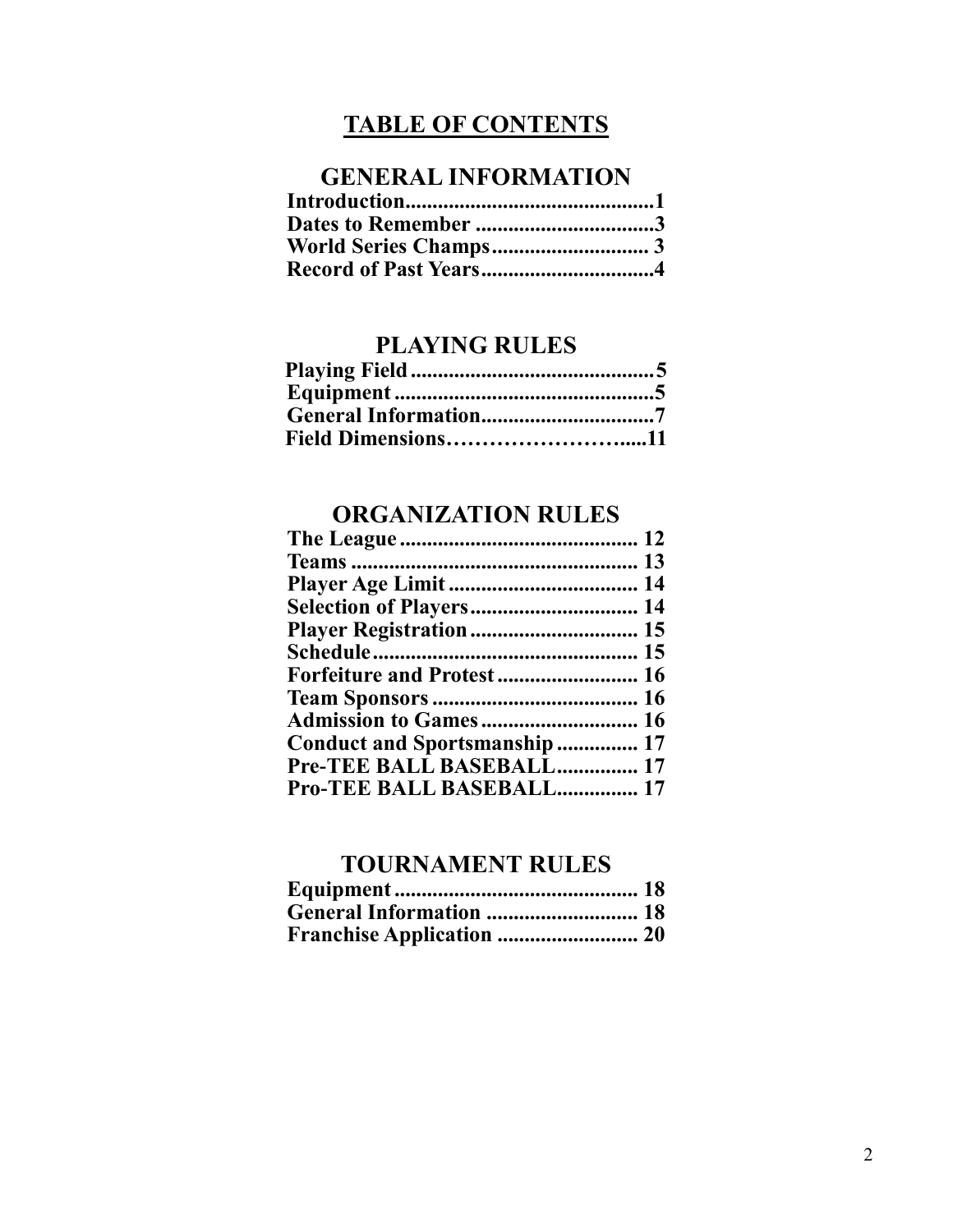# TABLE OF CONTENTS

## GENERAL INFORMATION

**Introduction..............................................1**
**Dates to Remember .................................3**
**World Series Champs............................. 3**
**Record of Past Years................................4**

## PLAYING RULES

**Playing Field.............................................5**
**Equipment................................................5**
**General Information................................7**
**Field Dimensions…………………….....11**

## ORGANIZATION RULES

**The League............................................ 12**
**Teams..................................................... 13**
**Player Age Limit................................... 14**
**Selection of Players............................... 14**
**Player Registration............................... 15**
**Schedule................................................. 15**
**Forfeiture and Protest.......................... 16**
**Team Sponsors...................................... 16**
**Admission to Games............................. 16**
**Conduct and Sportsmanship............... 17**
**Pre-TEE BALL BASEBALL............... 17**
**Pro-TEE BALL BASEBALL............... 17**

## TOURNAMENT RULES

**Equipment............................................. 18**
**General Information ............................ 18**
**Franchise Application .......................... 20**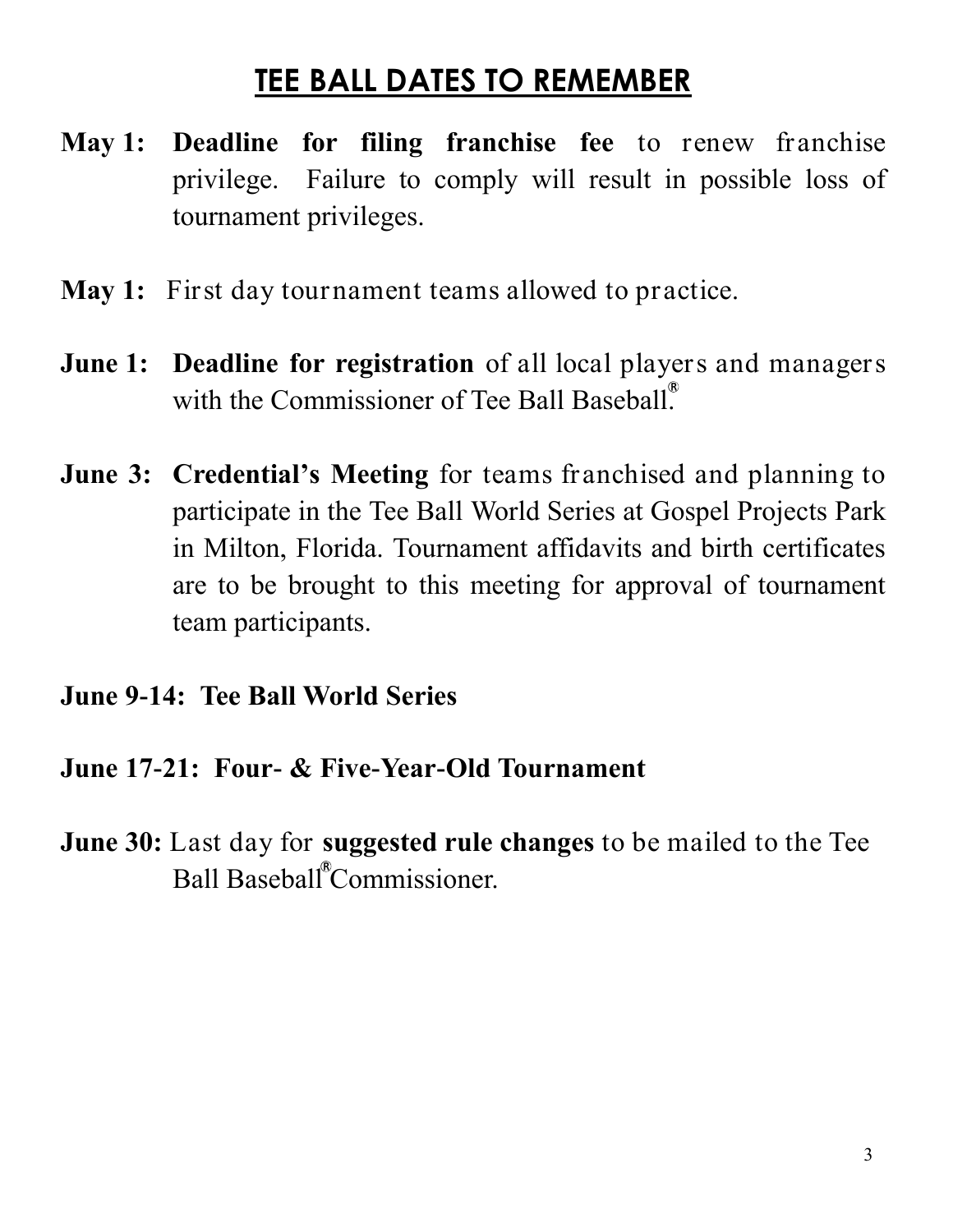# TEE BALL DATES TO REMEMBER

**May 1: Deadline for filing franchise fee** to renew franchise privilege. Failure to comply will result in possible loss of tournament privileges.

**May 1:** First day tournament teams allowed to practice.

**June 1: Deadline for registration** of all local players and managers with the Commissioner of Tee Ball Baseball®.

**June 3: Credential's Meeting** for teams franchised and planning to participate in the Tee Ball World Series at Gospel Projects Park in Milton, Florida. Tournament affidavits and birth certificates are to be brought to this meeting for approval of tournament team participants.

**June 9-14: Tee Ball World Series**

**June 17-21: Four- & Five-Year-Old Tournament**

**June 30:** Last day for **suggested rule changes** to be mailed to the Tee Ball Baseball® Commissioner.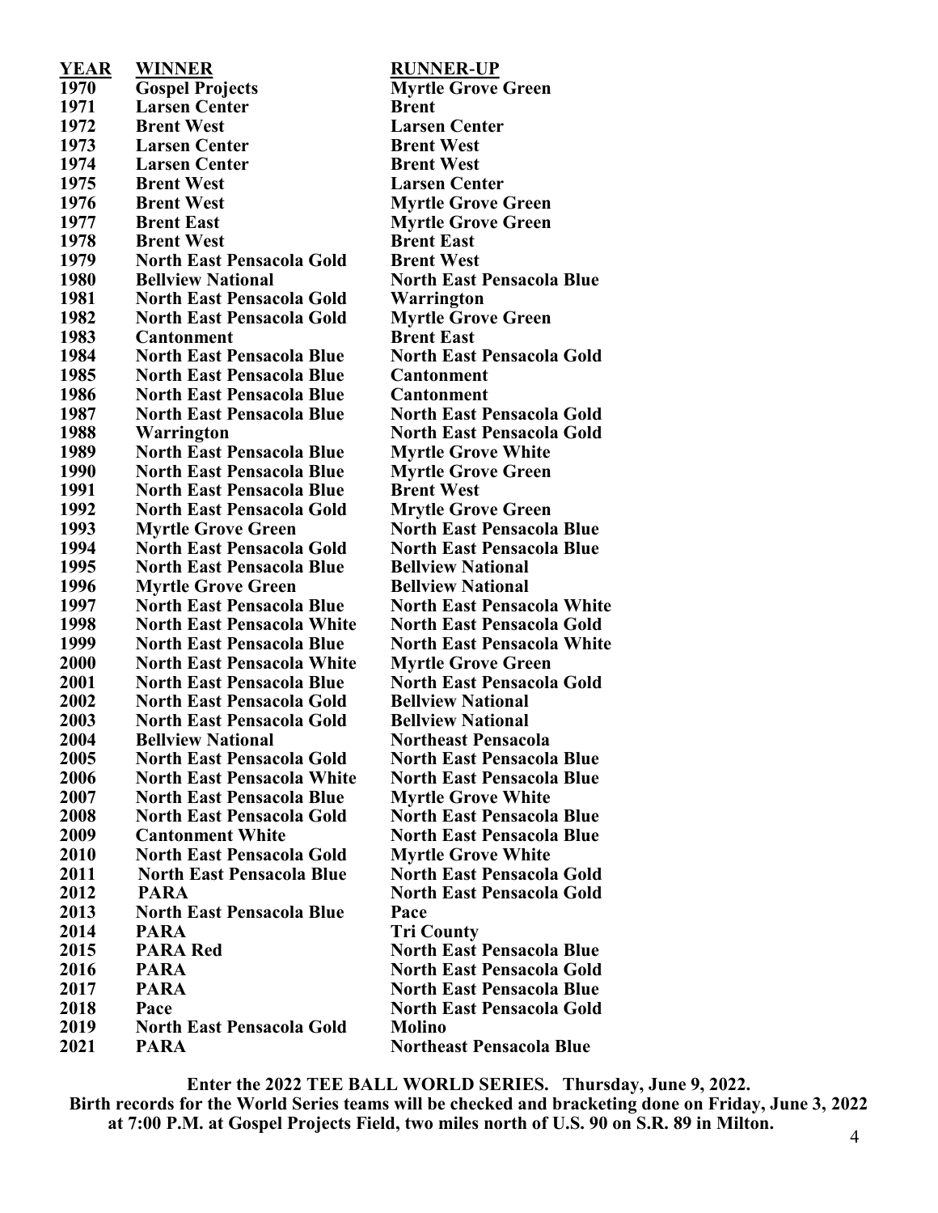| YEAR | WINNER | RUNNER-UP |
|---|---|---|
| 1970 | Gospel Projects | Myrtle Grove Green |
| 1971 | Larsen Center | Brent |
| 1972 | Brent West | Larsen Center |
| 1973 | Larsen Center | Brent West |
| 1974 | Larsen Center | Brent West |
| 1975 | Brent West | Larsen Center |
| 1976 | Brent West | Myrtle Grove Green |
| 1977 | Brent East | Myrtle Grove Green |
| 1978 | Brent West | Brent East |
| 1979 | North East Pensacola Gold | Brent West |
| 1980 | Bellview National | North East Pensacola Blue |
| 1981 | North East Pensacola Gold | Warrington |
| 1982 | North East Pensacola Gold | Myrtle Grove Green |
| 1983 | Cantonment | Brent East |
| 1984 | North East Pensacola Blue | North East Pensacola Gold |
| 1985 | North East Pensacola Blue | Cantonment |
| 1986 | North East Pensacola Blue | Cantonment |
| 1987 | North East Pensacola Blue | North East Pensacola Gold |
| 1988 | Warrington | North East Pensacola Gold |
| 1989 | North East Pensacola Blue | Myrtle Grove White |
| 1990 | North East Pensacola Blue | Myrtle Grove Green |
| 1991 | North East Pensacola Blue | Brent West |
| 1992 | North East Pensacola Gold | Mrytle Grove Green |
| 1993 | Myrtle Grove Green | North East Pensacola Blue |
| 1994 | North East Pensacola Gold | North East Pensacola Blue |
| 1995 | North East Pensacola Blue | Bellview National |
| 1996 | Myrtle Grove Green | Bellview National |
| 1997 | North East Pensacola Blue | North East Pensacola White |
| 1998 | North East Pensacola White | North East Pensacola Gold |
| 1999 | North East Pensacola Blue | North East Pensacola White |
| 2000 | North East Pensacola White | Myrtle Grove Green |
| 2001 | North East Pensacola Blue | North East Pensacola Gold |
| 2002 | North East Pensacola Gold | Bellview National |
| 2003 | North East Pensacola Gold | Bellview National |
| 2004 | Bellview National | Northeast Pensacola |
| 2005 | North East Pensacola Gold | North East Pensacola Blue |
| 2006 | North East Pensacola White | North East Pensacola Blue |
| 2007 | North East Pensacola Blue | Myrtle Grove White |
| 2008 | North East Pensacola Gold | North East Pensacola Blue |
| 2009 | Cantonment White | North East Pensacola Blue |
| 2010 | North East Pensacola Gold | Myrtle Grove White |
| 2011 | North East Pensacola Blue | North East Pensacola Gold |
| 2012 | PARA | North East Pensacola Gold |
| 2013 | North East Pensacola Blue | Pace |
| 2014 | PARA | Tri County |
| 2015 | PARA Red | North East Pensacola Blue |
| 2016 | PARA | North East Pensacola Gold |
| 2017 | PARA | North East Pensacola Blue |
| 2018 | Pace | North East Pensacola Gold |
| 2019 | North East Pensacola Gold | Molino |
| 2021 | PARA | Northeast Pensacola Blue |

**Enter the 2022 TEE BALL WORLD SERIES. Thursday, June 9, 2022.**
**Birth records for the World Series teams will be checked and bracketing done on Friday, June 3, 2022 at 7:00 P.M. at Gospel Projects Field, two miles north of U.S. 90 on S.R. 89 in Milton.**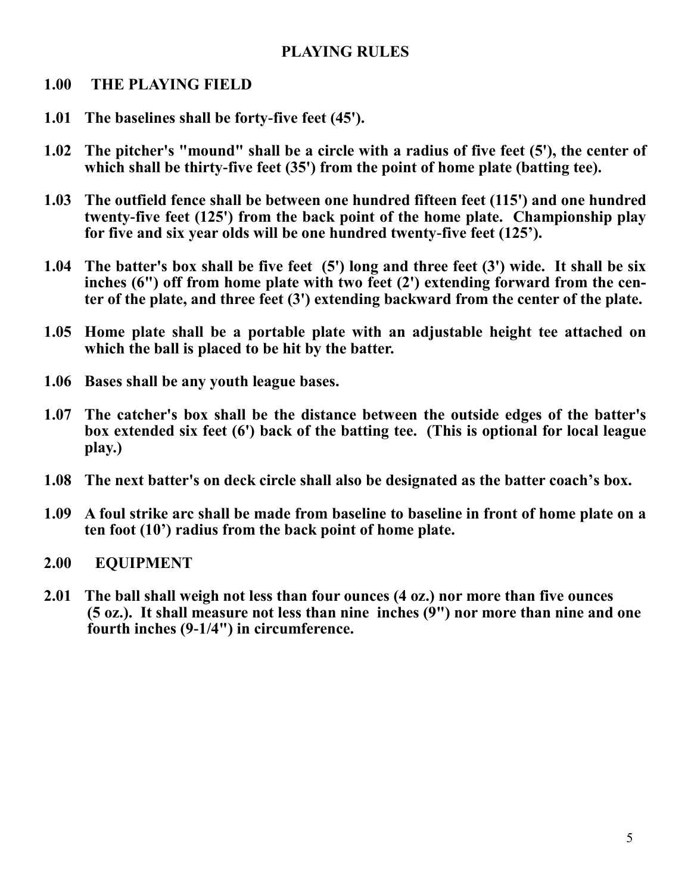# PLAYING RULES

## 1.00 THE PLAYING FIELD

**1.01 The baselines shall be forty-five feet (45').**

**1.02 The pitcher's "mound" shall be a circle with a radius of five feet (5'), the center of which shall be thirty-five feet (35') from the point of home plate (batting tee).**

**1.03 The outfield fence shall be between one hundred fifteen feet (115') and one hundred twenty-five feet (125') from the back point of the home plate. Championship play for five and six year olds will be one hundred twenty-five feet (125').**

**1.04 The batter's box shall be five feet (5') long and three feet (3') wide. It shall be six inches (6") off from home plate with two feet (2') extending forward from the center of the plate, and three feet (3') extending backward from the center of the plate.**

**1.05 Home plate shall be a portable plate with an adjustable height tee attached on which the ball is placed to be hit by the batter.**

**1.06 Bases shall be any youth league bases.**

**1.07 The catcher's box shall be the distance between the outside edges of the batter's box extended six feet (6') back of the batting tee. (This is optional for local league play.)**

**1.08 The next batter's on deck circle shall also be designated as the batter coach's box.**

**1.09 A foul strike arc shall be made from baseline to baseline in front of home plate on a ten foot (10') radius from the back point of home plate.**

## 2.00 EQUIPMENT

**2.01 The ball shall weigh not less than four ounces (4 oz.) nor more than five ounces (5 oz.). It shall measure not less than nine inches (9") nor more than nine and one fourth inches (9-1/4") in circumference.**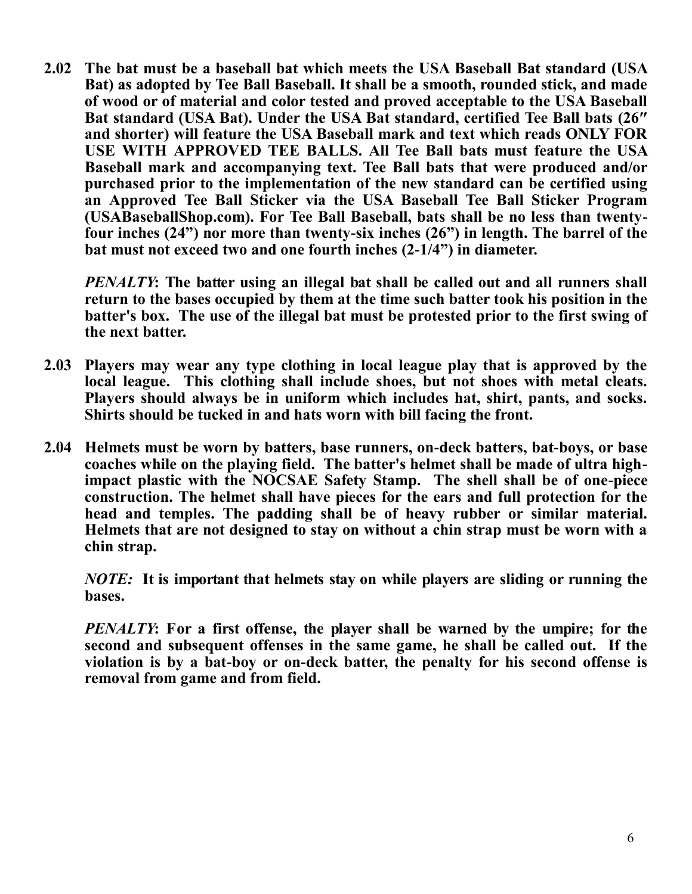**2.02 The bat must be a baseball bat which meets the USA Baseball Bat standard (USA Bat) as adopted by Tee Ball Baseball. It shall be a smooth, rounded stick, and made of wood or of material and color tested and proved acceptable to the USA Baseball Bat standard (USA Bat). Under the USA Bat standard, certified Tee Ball bats (26″ and shorter) will feature the USA Baseball mark and text which reads ONLY FOR USE WITH APPROVED TEE BALLS. All Tee Ball bats must feature the USA Baseball mark and accompanying text. Tee Ball bats that were produced and/or purchased prior to the implementation of the new standard can be certified using an Approved Tee Ball Sticker via the USA Baseball Tee Ball Sticker Program (USABaseballShop.com). For Tee Ball Baseball, bats shall be no less than twenty-four inches (24") nor more than twenty-six inches (26") in length. The barrel of the bat must not exceed two and one fourth inches (2-1/4") in diameter.**

***PENALTY*: The batter using an illegal bat shall be called out and all runners shall return to the bases occupied by them at the time such batter took his position in the batter's box. The use of the illegal bat must be protested prior to the first swing of the next batter.**

**2.03 Players may wear any type clothing in local league play that is approved by the local league. This clothing shall include shoes, but not shoes with metal cleats. Players should always be in uniform which includes hat, shirt, pants, and socks. Shirts should be tucked in and hats worn with bill facing the front.**

**2.04 Helmets must be worn by batters, base runners, on-deck batters, bat-boys, or base coaches while on the playing field. The batter's helmet shall be made of ultra high-impact plastic with the NOCSAE Safety Stamp. The shell shall be of one-piece construction. The helmet shall have pieces for the ears and full protection for the head and temples. The padding shall be of heavy rubber or similar material. Helmets that are not designed to stay on without a chin strap must be worn with a chin strap.**

***NOTE:* It is important that helmets stay on while players are sliding or running the bases.**

***PENALTY*: For a first offense, the player shall be warned by the umpire; for the second and subsequent offenses in the same game, he shall be called out. If the violation is by a bat-boy or on-deck batter, the penalty for his second offense is removal from game and from field.**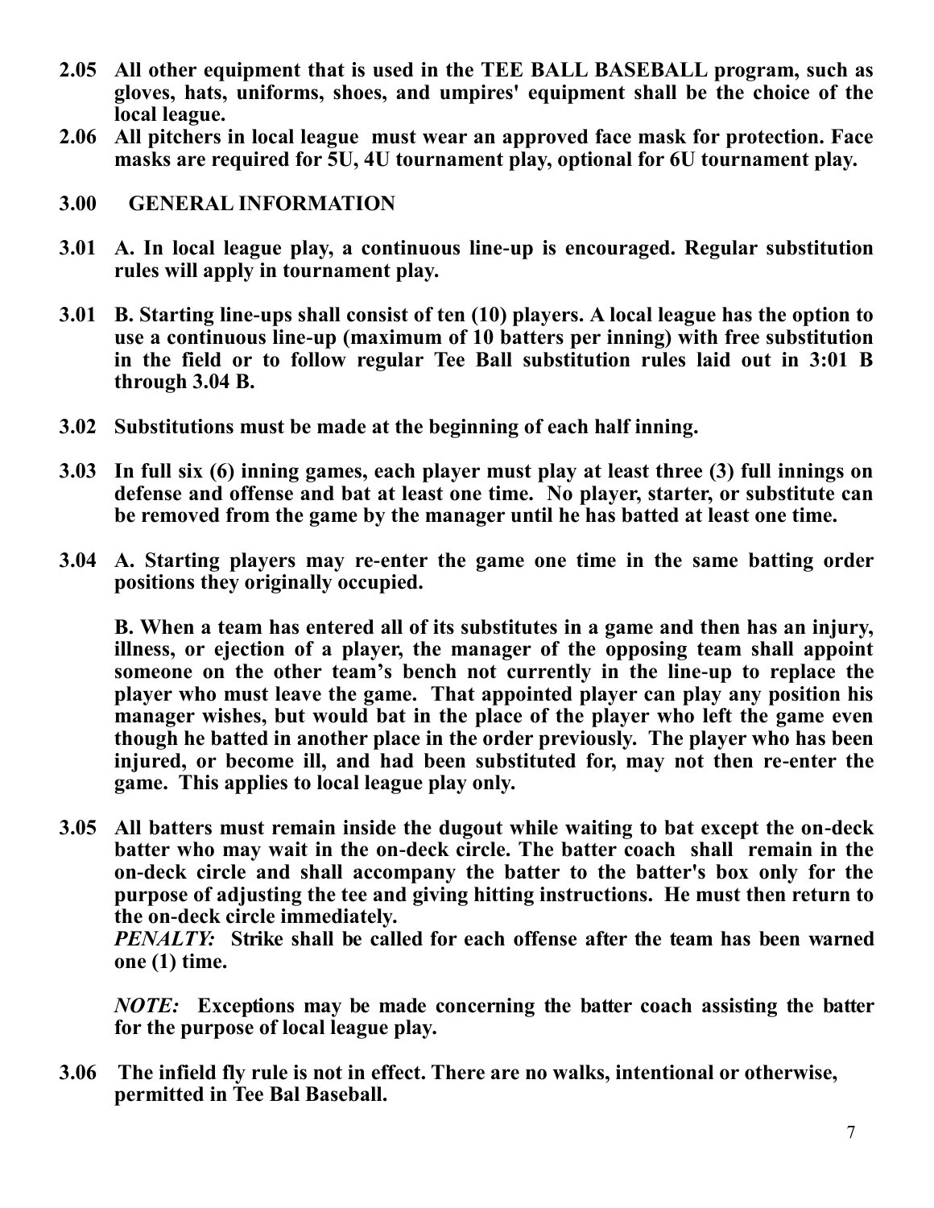**2.05 All other equipment that is used in the TEE BALL BASEBALL program, such as gloves, hats, uniforms, shoes, and umpires' equipment shall be the choice of the local league.**

**2.06 All pitchers in local league must wear an approved face mask for protection. Face masks are required for 5U, 4U tournament play, optional for 6U tournament play.**

## 3.00 GENERAL INFORMATION

**3.01 A. In local league play, a continuous line-up is encouraged. Regular substitution rules will apply in tournament play.**

**3.01 B. Starting line-ups shall consist of ten (10) players. A local league has the option to use a continuous line-up (maximum of 10 batters per inning) with free substitution in the field or to follow regular Tee Ball substitution rules laid out in 3:01 B through 3.04 B.**

**3.02 Substitutions must be made at the beginning of each half inning.**

**3.03 In full six (6) inning games, each player must play at least three (3) full innings on defense and offense and bat at least one time. No player, starter, or substitute can be removed from the game by the manager until he has batted at least one time.**

**3.04 A. Starting players may re-enter the game one time in the same batting order positions they originally occupied.**

**B. When a team has entered all of its substitutes in a game and then has an injury, illness, or ejection of a player, the manager of the opposing team shall appoint someone on the other team's bench not currently in the line-up to replace the player who must leave the game. That appointed player can play any position his manager wishes, but would bat in the place of the player who left the game even though he batted in another place in the order previously. The player who has been injured, or become ill, and had been substituted for, may not then re-enter the game. This applies to local league play only.**

**3.05 All batters must remain inside the dugout while waiting to bat except the on-deck batter who may wait in the on-deck circle. The batter coach shall remain in the on-deck circle and shall accompany the batter to the batter's box only for the purpose of adjusting the tee and giving hitting instructions. He must then return to the on-deck circle immediately.**
***PENALTY:*** **Strike shall be called for each offense after the team has been warned one (1) time.**

***NOTE:*** **Exceptions may be made concerning the batter coach assisting the batter for the purpose of local league play.**

**3.06 The infield fly rule is not in effect. There are no walks, intentional or otherwise, permitted in Tee Bal Baseball.**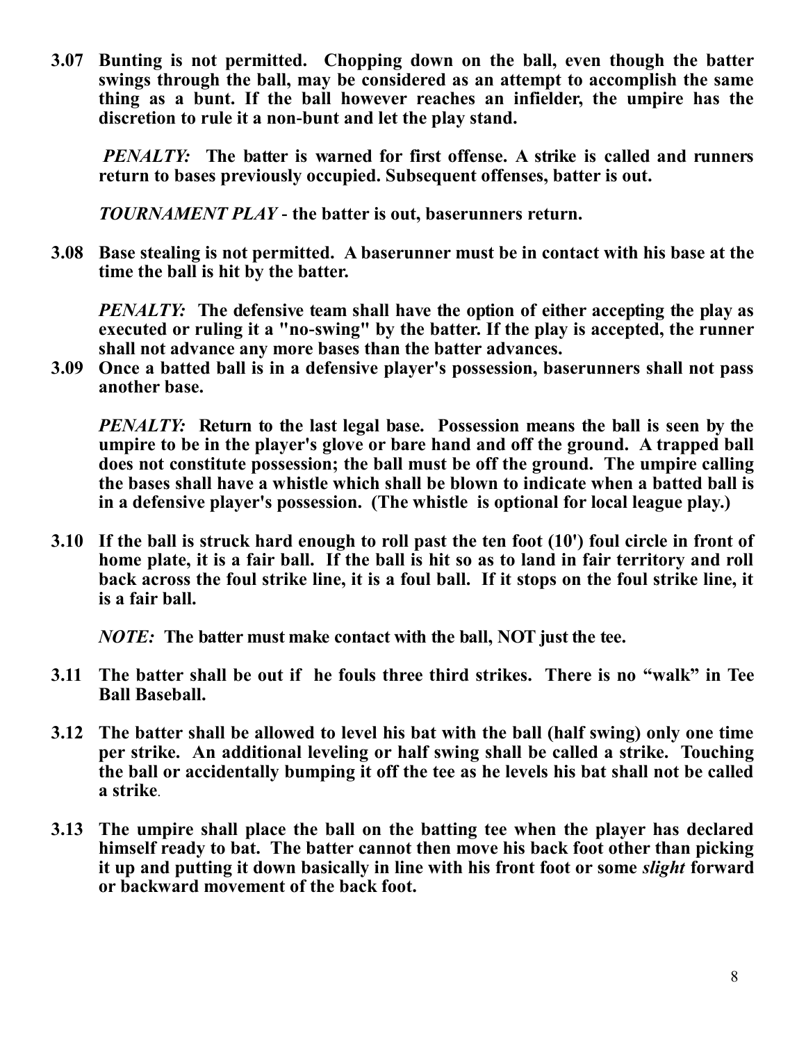**3.07 Bunting is not permitted. Chopping down on the ball, even though the batter swings through the ball, may be considered as an attempt to accomplish the same thing as a bunt. If the ball however reaches an infielder, the umpire has the discretion to rule it a non-bunt and let the play stand.**

***PENALTY:*** **The batter is warned for first offense. A strike is called and runners return to bases previously occupied. Subsequent offenses, batter is out.**

***TOURNAMENT PLAY*** **- the batter is out, baserunners return.**

**3.08 Base stealing is not permitted. A baserunner must be in contact with his base at the time the ball is hit by the batter.**

***PENALTY:*** **The defensive team shall have the option of either accepting the play as executed or ruling it a "no-swing" by the batter. If the play is accepted, the runner shall not advance any more bases than the batter advances.**

**3.09 Once a batted ball is in a defensive player's possession, baserunners shall not pass another base.**

***PENALTY:*** **Return to the last legal base. Possession means the ball is seen by the umpire to be in the player's glove or bare hand and off the ground. A trapped ball does not constitute possession; the ball must be off the ground. The umpire calling the bases shall have a whistle which shall be blown to indicate when a batted ball is in a defensive player's possession. (The whistle is optional for local league play.)**

**3.10 If the ball is struck hard enough to roll past the ten foot (10') foul circle in front of home plate, it is a fair ball. If the ball is hit so as to land in fair territory and roll back across the foul strike line, it is a foul ball. If it stops on the foul strike line, it is a fair ball.**

***NOTE:*** **The batter must make contact with the ball, NOT just the tee.**

**3.11 The batter shall be out if he fouls three third strikes. There is no "walk" in Tee Ball Baseball.**

**3.12 The batter shall be allowed to level his bat with the ball (half swing) only one time per strike. An additional leveling or half swing shall be called a strike. Touching the ball or accidentally bumping it off the tee as he levels his bat shall not be called a strike.**

**3.13 The umpire shall place the ball on the batting tee when the player has declared himself ready to bat. The batter cannot then move his back foot other than picking it up and putting it down basically in line with his front foot or some *slight* forward or backward movement of the back foot.**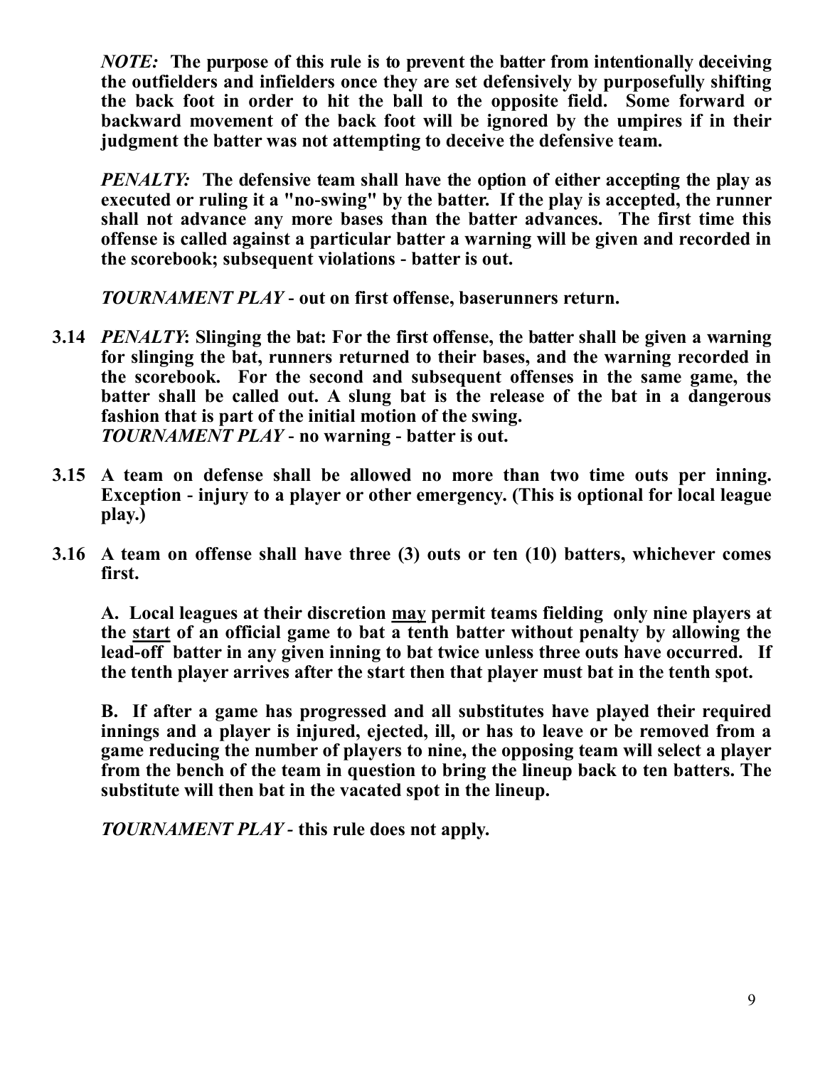***NOTE:*** **The purpose of this rule is to prevent the batter from intentionally deceiving the outfielders and infielders once they are set defensively by purposefully shifting the back foot in order to hit the ball to the opposite field. Some forward or backward movement of the back foot will be ignored by the umpires if in their judgment the batter was not attempting to deceive the defensive team.**

***PENALTY:*** **The defensive team shall have the option of either accepting the play as executed or ruling it a "no-swing" by the batter. If the play is accepted, the runner shall not advance any more bases than the batter advances. The first time this offense is called against a particular batter a warning will be given and recorded in the scorebook; subsequent violations - batter is out.**

***TOURNAMENT PLAY*** **- out on first offense, baserunners return.**

**3.14** ***PENALTY*****: Slinging the bat: For the first offense, the batter shall be given a warning for slinging the bat, runners returned to their bases, and the warning recorded in the scorebook. For the second and subsequent offenses in the same game, the batter shall be called out. A slung bat is the release of the bat in a dangerous fashion that is part of the initial motion of the swing.**
***TOURNAMENT PLAY*** **- no warning - batter is out.**

**3.15 A team on defense shall be allowed no more than two time outs per inning. Exception - injury to a player or other emergency. (This is optional for local league play.)**

**3.16 A team on offense shall have three (3) outs or ten (10) batters, whichever comes first.**

**A. Local leagues at their discretion <u>may</u> permit teams fielding only nine players at the <u>start</u> of an official game to bat a tenth batter without penalty by allowing the lead-off batter in any given inning to bat twice unless three outs have occurred. If the tenth player arrives after the start then that player must bat in the tenth spot.**

**B. If after a game has progressed and all substitutes have played their required innings and a player is injured, ejected, ill, or has to leave or be removed from a game reducing the number of players to nine, the opposing team will select a player from the bench of the team in question to bring the lineup back to ten batters. The substitute will then bat in the vacated spot in the lineup.**

***TOURNAMENT PLAY*** **- this rule does not apply.**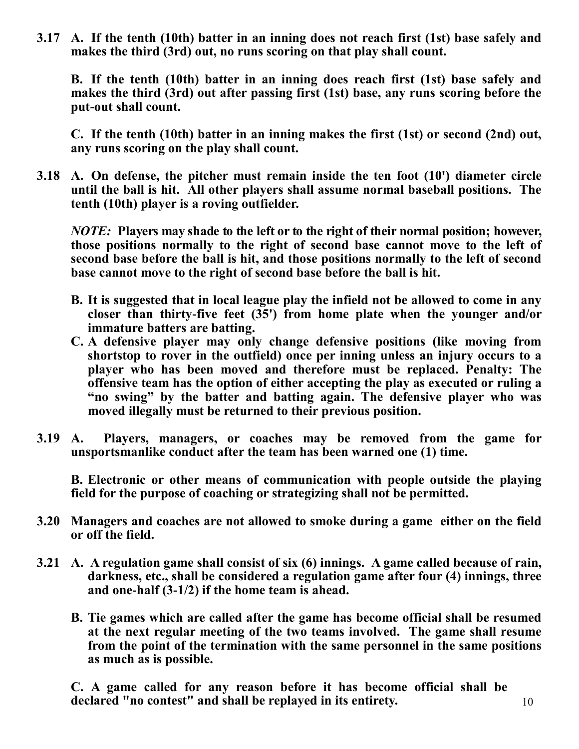**3.17 A. If the tenth (10th) batter in an inning does not reach first (1st) base safely and makes the third (3rd) out, no runs scoring on that play shall count.**

**B. If the tenth (10th) batter in an inning does reach first (1st) base safely and makes the third (3rd) out after passing first (1st) base, any runs scoring before the put-out shall count.**

**C. If the tenth (10th) batter in an inning makes the first (1st) or second (2nd) out, any runs scoring on the play shall count.**

**3.18 A. On defense, the pitcher must remain inside the ten foot (10') diameter circle until the ball is hit. All other players shall assume normal baseball positions. The tenth (10th) player is a roving outfielder.**

***NOTE:*** **Players may shade to the left or to the right of their normal position; however, those positions normally to the right of second base cannot move to the left of second base before the ball is hit, and those positions normally to the left of second base cannot move to the right of second base before the ball is hit.**

**B. It is suggested that in local league play the infield not be allowed to come in any closer than thirty-five feet (35') from home plate when the younger and/or immature batters are batting.**

**C. A defensive player may only change defensive positions (like moving from shortstop to rover in the outfield) once per inning unless an injury occurs to a player who has been moved and therefore must be replaced. Penalty: The offensive team has the option of either accepting the play as executed or ruling a "no swing" by the batter and batting again. The defensive player who was moved illegally must be returned to their previous position.**

**3.19 A. Players, managers, or coaches may be removed from the game for unsportsmanlike conduct after the team has been warned one (1) time.**

**B. Electronic or other means of communication with people outside the playing field for the purpose of coaching or strategizing shall not be permitted.**

**3.20 Managers and coaches are not allowed to smoke during a game either on the field or off the field.**

**3.21 A. A regulation game shall consist of six (6) innings. A game called because of rain, darkness, etc., shall be considered a regulation game after four (4) innings, three and one-half (3-1/2) if the home team is ahead.**

**B. Tie games which are called after the game has become official shall be resumed at the next regular meeting of the two teams involved. The game shall resume from the point of the termination with the same personnel in the same positions as much as is possible.**

**C. A game called for any reason before it has become official shall be declared "no contest" and shall be replayed in its entirety.**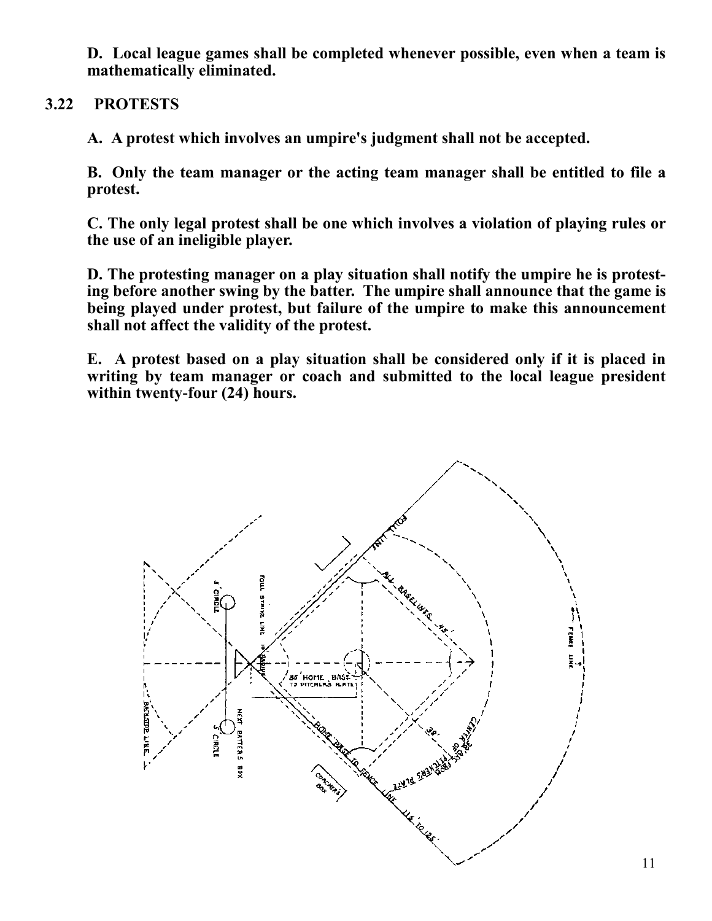**D. Local league games shall be completed whenever possible, even when a team is mathematically eliminated.**

## 3.22 PROTESTS

**A. A protest which involves an umpire's judgment shall not be accepted.**

**B. Only the team manager or the acting team manager shall be entitled to file a protest.**

**C. The only legal protest shall be one which involves a violation of playing rules or the use of an ineligible player.**

**D. The protesting manager on a play situation shall notify the umpire he is protesting before another swing by the batter. The umpire shall announce that the game is being played under protest, but failure of the umpire to make this announcement shall not affect the validity of the protest.**

**E. A protest based on a play situation shall be considered only if it is placed in writing by team manager or coach and submitted to the local league president within twenty-four (24) hours.**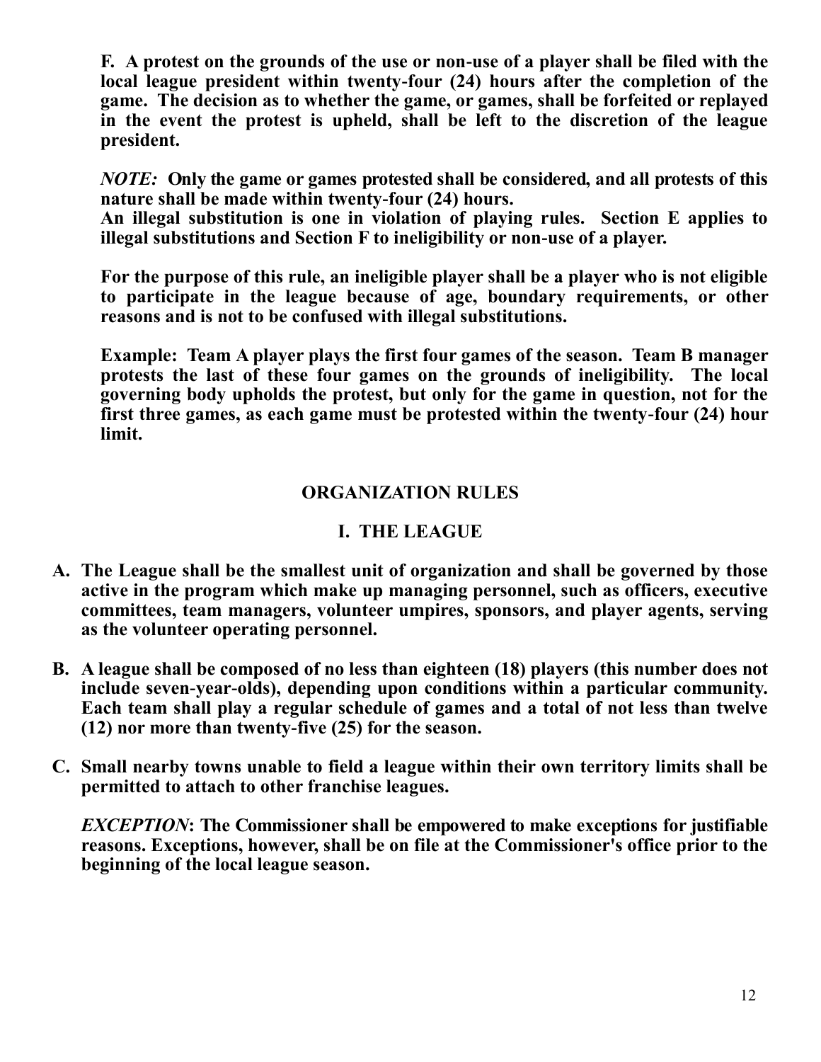**F. A protest on the grounds of the use or non-use of a player shall be filed with the local league president within twenty-four (24) hours after the completion of the game. The decision as to whether the game, or games, shall be forfeited or replayed in the event the protest is upheld, shall be left to the discretion of the league president.**

***NOTE:*** **Only the game or games protested shall be considered, and all protests of this nature shall be made within twenty-four (24) hours.**
**An illegal substitution is one in violation of playing rules. Section E applies to illegal substitutions and Section F to ineligibility or non-use of a player.**

**For the purpose of this rule, an ineligible player shall be a player who is not eligible to participate in the league because of age, boundary requirements, or other reasons and is not to be confused with illegal substitutions.**

**Example: Team A player plays the first four games of the season. Team B manager protests the last of these four games on the grounds of ineligibility. The local governing body upholds the protest, but only for the game in question, not for the first three games, as each game must be protested within the twenty-four (24) hour limit.**

## ORGANIZATION RULES

### I. THE LEAGUE

**A. The League shall be the smallest unit of organization and shall be governed by those active in the program which make up managing personnel, such as officers, executive committees, team managers, volunteer umpires, sponsors, and player agents, serving as the volunteer operating personnel.**

**B. A league shall be composed of no less than eighteen (18) players (this number does not include seven-year-olds), depending upon conditions within a particular community. Each team shall play a regular schedule of games and a total of not less than twelve (12) nor more than twenty-five (25) for the season.**

**C. Small nearby towns unable to field a league within their own territory limits shall be permitted to attach to other franchise leagues.**

***EXCEPTION*:** **The Commissioner shall be empowered to make exceptions for justifiable reasons. Exceptions, however, shall be on file at the Commissioner's office prior to the beginning of the local league season.**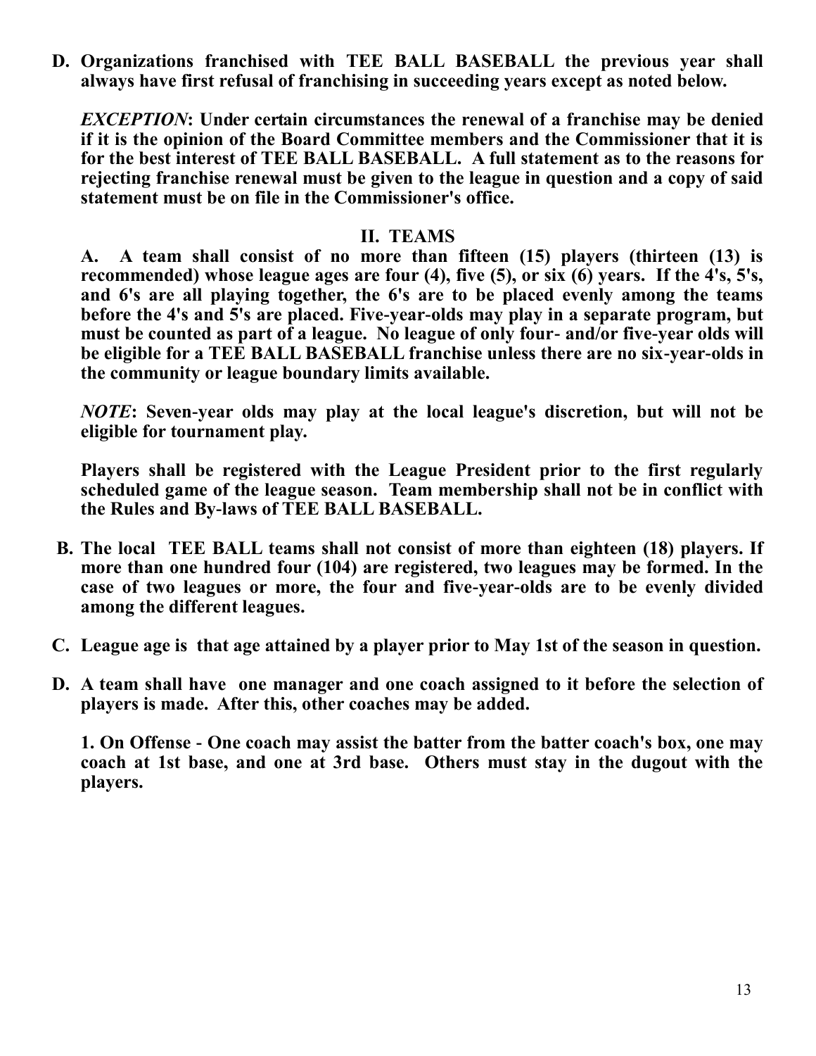**D. Organizations franchised with TEE BALL BASEBALL the previous year shall always have first refusal of franchising in succeeding years except as noted below.**

***EXCEPTION*: Under certain circumstances the renewal of a franchise may be denied if it is the opinion of the Board Committee members and the Commissioner that it is for the best interest of TEE BALL BASEBALL. A full statement as to the reasons for rejecting franchise renewal must be given to the league in question and a copy of said statement must be on file in the Commissioner's office.**

## II. TEAMS

**A. A team shall consist of no more than fifteen (15) players (thirteen (13) is recommended) whose league ages are four (4), five (5), or six (6) years. If the 4's, 5's, and 6's are all playing together, the 6's are to be placed evenly among the teams before the 4's and 5's are placed. Five-year-olds may play in a separate program, but must be counted as part of a league. No league of only four- and/or five-year olds will be eligible for a TEE BALL BASEBALL franchise unless there are no six-year-olds in the community or league boundary limits available.**

***NOTE*: Seven-year olds may play at the local league's discretion, but will not be eligible for tournament play.**

**Players shall be registered with the League President prior to the first regularly scheduled game of the league season. Team membership shall not be in conflict with the Rules and By-laws of TEE BALL BASEBALL.**

**B. The local TEE BALL teams shall not consist of more than eighteen (18) players. If more than one hundred four (104) are registered, two leagues may be formed. In the case of two leagues or more, the four and five-year-olds are to be evenly divided among the different leagues.**

**C. League age is that age attained by a player prior to May 1st of the season in question.**

**D. A team shall have one manager and one coach assigned to it before the selection of players is made. After this, other coaches may be added.**

**1. On Offense - One coach may assist the batter from the batter coach's box, one may coach at 1st base, and one at 3rd base. Others must stay in the dugout with the players.**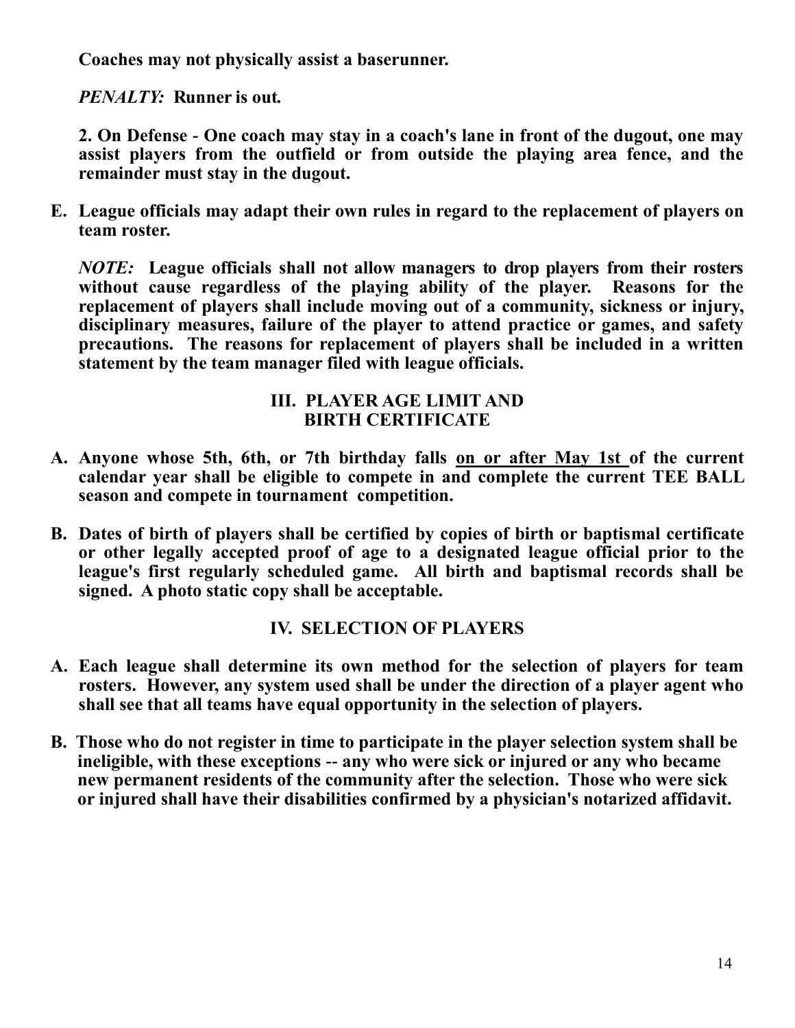**Coaches may not physically assist a baserunner.**

***PENALTY:*** **Runner is out.**

**2. On Defense - One coach may stay in a coach's lane in front of the dugout, one may assist players from the outfield or from outside the playing area fence, and the remainder must stay in the dugout.**

**E. League officials may adapt their own rules in regard to the replacement of players on team roster.**

***NOTE:*** **League officials shall not allow managers to drop players from their rosters without cause regardless of the playing ability of the player. Reasons for the replacement of players shall include moving out of a community, sickness or injury, disciplinary measures, failure of the player to attend practice or games, and safety precautions. The reasons for replacement of players shall be included in a written statement by the team manager filed with league officials.**

## III. PLAYER AGE LIMIT AND BIRTH CERTIFICATE

**A. Anyone whose 5th, 6th, or 7th birthday falls <u>on or after May 1st</u> of the current calendar year shall be eligible to compete in and complete the current TEE BALL season and compete in tournament competition.**

**B. Dates of birth of players shall be certified by copies of birth or baptismal certificate or other legally accepted proof of age to a designated league official prior to the league's first regularly scheduled game. All birth and baptismal records shall be signed. A photo static copy shall be acceptable.**

## IV. SELECTION OF PLAYERS

**A. Each league shall determine its own method for the selection of players for team rosters. However, any system used shall be under the direction of a player agent who shall see that all teams have equal opportunity in the selection of players.**

**B. Those who do not register in time to participate in the player selection system shall be ineligible, with these exceptions -- any who were sick or injured or any who became new permanent residents of the community after the selection. Those who were sick or injured shall have their disabilities confirmed by a physician's notarized affidavit.**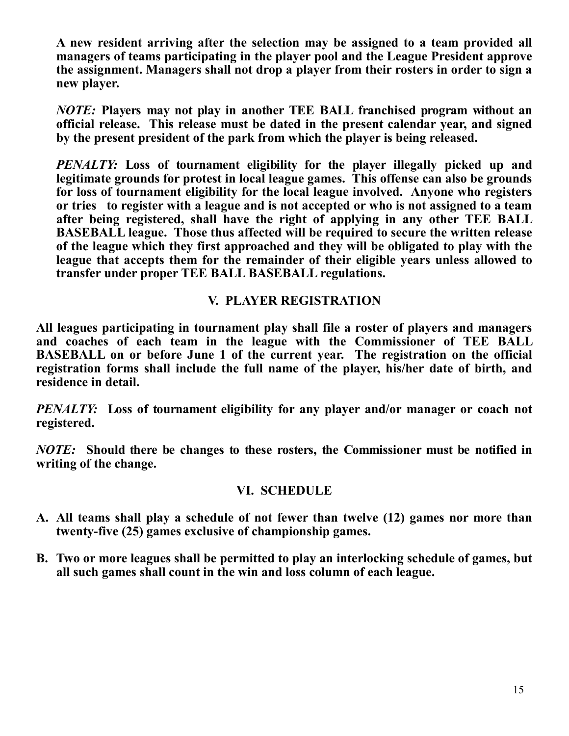**A new resident arriving after the selection may be assigned to a team provided all managers of teams participating in the player pool and the League President approve the assignment. Managers shall not drop a player from their rosters in order to sign a new player.**

***NOTE:*** **Players may not play in another TEE BALL franchised program without an official release. This release must be dated in the present calendar year, and signed by the present president of the park from which the player is being released.**

***PENALTY:*** **Loss of tournament eligibility for the player illegally picked up and legitimate grounds for protest in local league games. This offense can also be grounds for loss of tournament eligibility for the local league involved. Anyone who registers or tries to register with a league and is not accepted or who is not assigned to a team after being registered, shall have the right of applying in any other TEE BALL BASEBALL league. Those thus affected will be required to secure the written release of the league which they first approached and they will be obligated to play with the league that accepts them for the remainder of their eligible years unless allowed to transfer under proper TEE BALL BASEBALL regulations.**

## V. PLAYER REGISTRATION

**All leagues participating in tournament play shall file a roster of players and managers and coaches of each team in the league with the Commissioner of TEE BALL BASEBALL on or before June 1 of the current year. The registration on the official registration forms shall include the full name of the player, his/her date of birth, and residence in detail.**

***PENALTY:*** **Loss of tournament eligibility for any player and/or manager or coach not registered.**

***NOTE:*** **Should there be changes to these rosters, the Commissioner must be notified in writing of the change.**

## VI. SCHEDULE

**A. All teams shall play a schedule of not fewer than twelve (12) games nor more than twenty-five (25) games exclusive of championship games.**

**B. Two or more leagues shall be permitted to play an interlocking schedule of games, but all such games shall count in the win and loss column of each league.**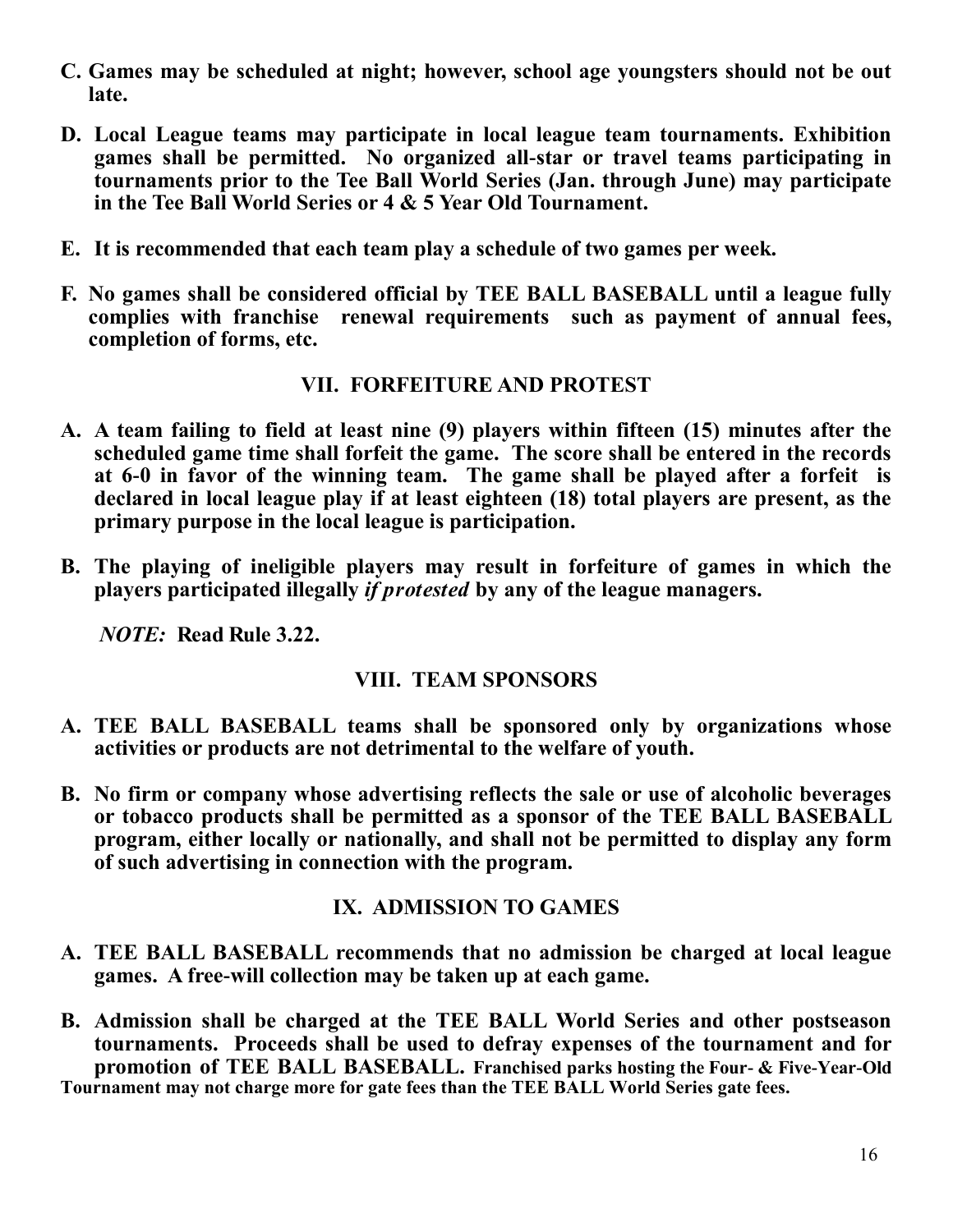**C. Games may be scheduled at night; however, school age youngsters should not be out late.**

**D. Local League teams may participate in local league team tournaments. Exhibition games shall be permitted. No organized all-star or travel teams participating in tournaments prior to the Tee Ball World Series (Jan. through June) may participate in the Tee Ball World Series or 4 & 5 Year Old Tournament.**

**E. It is recommended that each team play a schedule of two games per week.**

**F. No games shall be considered official by TEE BALL BASEBALL until a league fully complies with franchise renewal requirements such as payment of annual fees, completion of forms, etc.**

## VII. FORFEITURE AND PROTEST

**A. A team failing to field at least nine (9) players within fifteen (15) minutes after the scheduled game time shall forfeit the game. The score shall be entered in the records at 6-0 in favor of the winning team. The game shall be played after a forfeit is declared in local league play if at least eighteen (18) total players are present, as the primary purpose in the local league is participation.**

**B. The playing of ineligible players may result in forfeiture of games in which the players participated illegally *if protested* by any of the league managers.**

***NOTE:* Read Rule 3.22.**

## VIII. TEAM SPONSORS

**A. TEE BALL BASEBALL teams shall be sponsored only by organizations whose activities or products are not detrimental to the welfare of youth.**

**B. No firm or company whose advertising reflects the sale or use of alcoholic beverages or tobacco products shall be permitted as a sponsor of the TEE BALL BASEBALL program, either locally or nationally, and shall not be permitted to display any form of such advertising in connection with the program.**

## IX. ADMISSION TO GAMES

**A. TEE BALL BASEBALL recommends that no admission be charged at local league games. A free-will collection may be taken up at each game.**

**B. Admission shall be charged at the TEE BALL World Series and other postseason tournaments. Proceeds shall be used to defray expenses of the tournament and for promotion of TEE BALL BASEBALL. Franchised parks hosting the Four- & Five-Year-Old Tournament may not charge more for gate fees than the TEE BALL World Series gate fees.**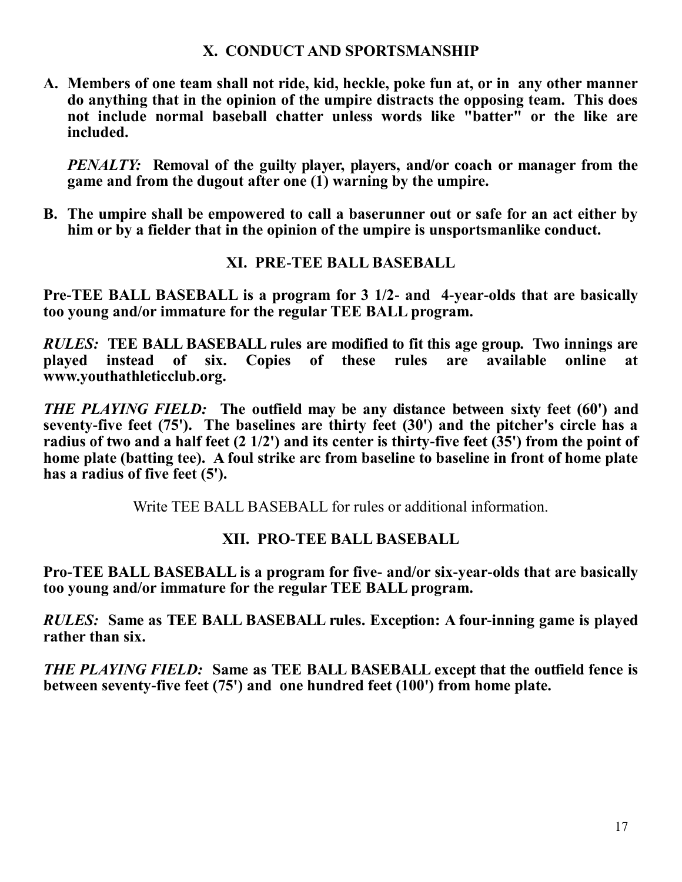## X. CONDUCT AND SPORTSMANSHIP

**A. Members of one team shall not ride, kid, heckle, poke fun at, or in any other manner do anything that in the opinion of the umpire distracts the opposing team. This does not include normal baseball chatter unless words like "batter" or the like are included.**

***PENALTY:*** **Removal of the guilty player, players, and/or coach or manager from the game and from the dugout after one (1) warning by the umpire.**

**B. The umpire shall be empowered to call a baserunner out or safe for an act either by him or by a fielder that in the opinion of the umpire is unsportsmanlike conduct.**

## XI. PRE-TEE BALL BASEBALL

**Pre-TEE BALL BASEBALL is a program for 3 1/2- and 4-year-olds that are basically too young and/or immature for the regular TEE BALL program.**

***RULES:*** **TEE BALL BASEBALL rules are modified to fit this age group. Two innings are played instead of six. Copies of these rules are available online at www.youthathleticclub.org.**

***THE PLAYING FIELD:*** **The outfield may be any distance between sixty feet (60') and seventy-five feet (75'). The baselines are thirty feet (30') and the pitcher's circle has a radius of two and a half feet (2 1/2') and its center is thirty-five feet (35') from the point of home plate (batting tee). A foul strike arc from baseline to baseline in front of home plate has a radius of five feet (5').**

Write TEE BALL BASEBALL for rules or additional information.

## XII. PRO-TEE BALL BASEBALL

**Pro-TEE BALL BASEBALL is a program for five- and/or six-year-olds that are basically too young and/or immature for the regular TEE BALL program.**

***RULES:*** **Same as TEE BALL BASEBALL rules. Exception: A four-inning game is played rather than six.**

***THE PLAYING FIELD:*** **Same as TEE BALL BASEBALL except that the outfield fence is between seventy-five feet (75') and one hundred feet (100') from home plate.**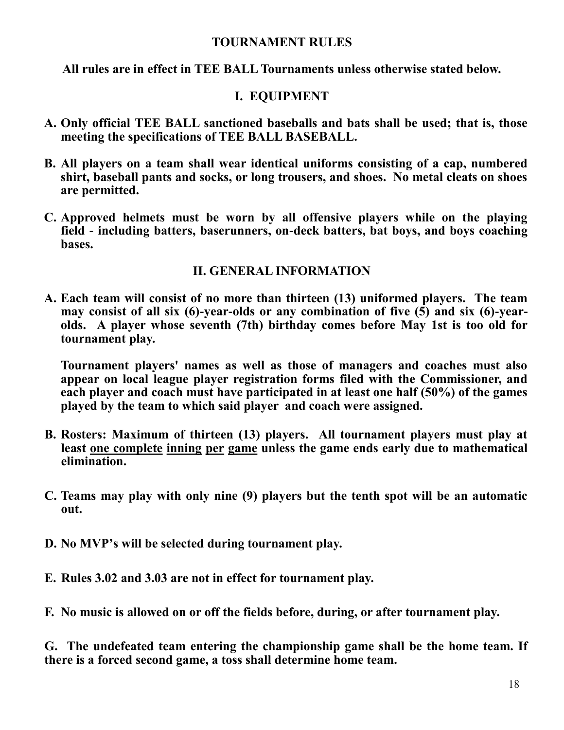# TOURNAMENT RULES

**All rules are in effect in TEE BALL Tournaments unless otherwise stated below.**

## I. EQUIPMENT

**A. Only official TEE BALL sanctioned baseballs and bats shall be used; that is, those meeting the specifications of TEE BALL BASEBALL.**

**B. All players on a team shall wear identical uniforms consisting of a cap, numbered shirt, baseball pants and socks, or long trousers, and shoes. No metal cleats on shoes are permitted.**

**C. Approved helmets must be worn by all offensive players while on the playing field - including batters, baserunners, on-deck batters, bat boys, and boys coaching bases.**

## II. GENERAL INFORMATION

**A. Each team will consist of no more than thirteen (13) uniformed players. The team may consist of all six (6)-year-olds or any combination of five (5) and six (6)-year-olds. A player whose seventh (7th) birthday comes before May 1st is too old for tournament play.**

**Tournament players' names as well as those of managers and coaches must also appear on local league player registration forms filed with the Commissioner, and each player and coach must have participated in at least one half (50%) of the games played by the team to which said player and coach were assigned.**

**B. Rosters: Maximum of thirteen (13) players. All tournament players must play at least <u>one complete</u> <u>inning</u> <u>per</u> <u>game</u> unless the game ends early due to mathematical elimination.**

**C. Teams may play with only nine (9) players but the tenth spot will be an automatic out.**

**D. No MVP's will be selected during tournament play.**

**E. Rules 3.02 and 3.03 are not in effect for tournament play.**

**F. No music is allowed on or off the fields before, during, or after tournament play.**

**G. The undefeated team entering the championship game shall be the home team. If there is a forced second game, a toss shall determine home team.**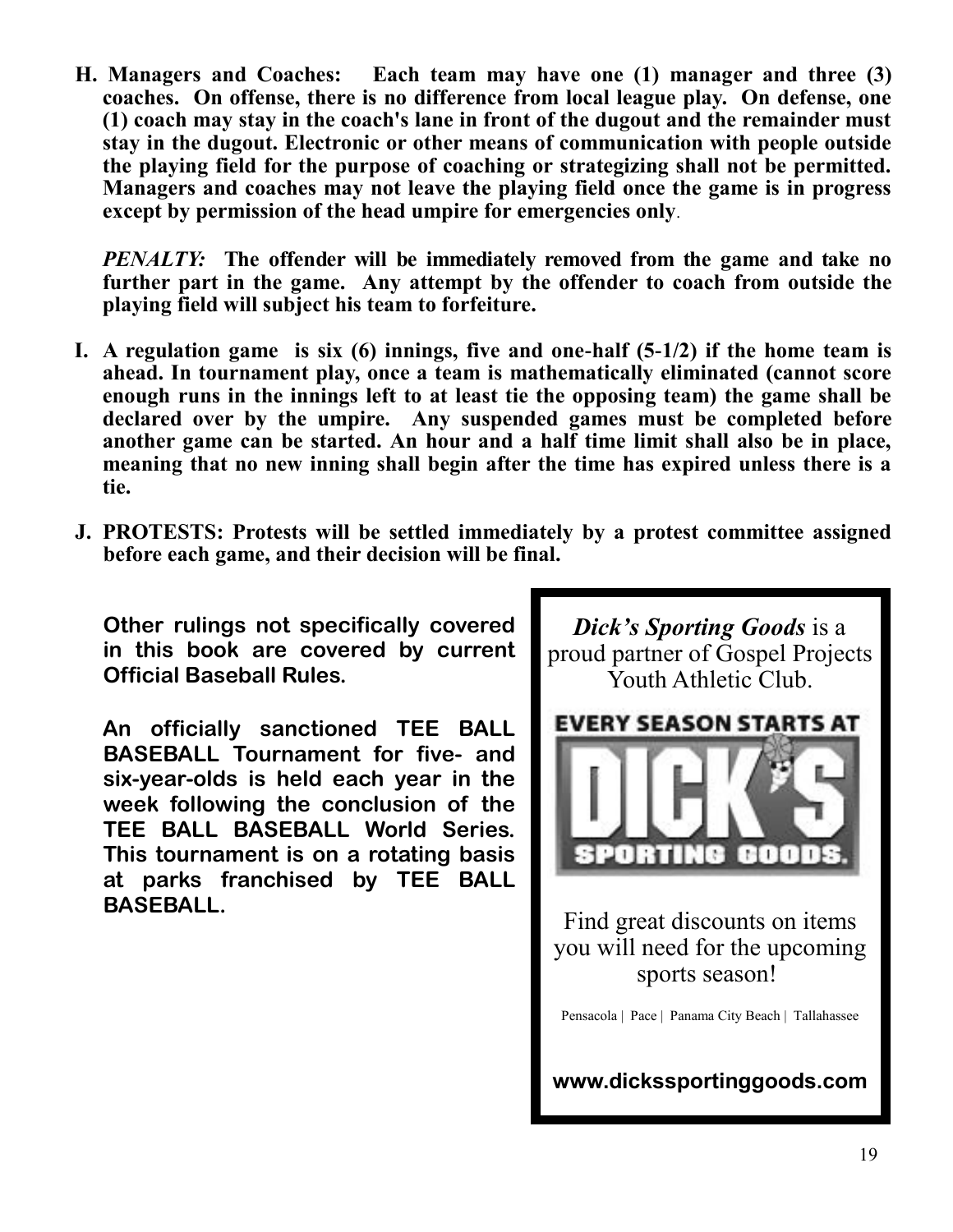**H. Managers and Coaches: Each team may have one (1) manager and three (3) coaches. On offense, there is no difference from local league play. On defense, one (1) coach may stay in the coach's lane in front of the dugout and the remainder must stay in the dugout. Electronic or other means of communication with people outside the playing field for the purpose of coaching or strategizing shall not be permitted. Managers and coaches may not leave the playing field once the game is in progress except by permission of the head umpire for emergencies only**.

***PENALTY:*** **The offender will be immediately removed from the game and take no further part in the game. Any attempt by the offender to coach from outside the playing field will subject his team to forfeiture.**

**I. A regulation game is six (6) innings, five and one-half (5-1/2) if the home team is ahead. In tournament play, once a team is mathematically eliminated (cannot score enough runs in the innings left to at least tie the opposing team) the game shall be declared over by the umpire. Any suspended games must be completed before another game can be started. An hour and a half time limit shall also be in place, meaning that no new inning shall begin after the time has expired unless there is a tie.**

**J. PROTESTS: Protests will be settled immediately by a protest committee assigned before each game, and their decision will be final.**

**Other rulings not specifically covered in this book are covered by current Official Baseball Rules.**

**An officially sanctioned TEE BALL BASEBALL Tournament for five- and six-year-olds is held each year in the week following the conclusion of the TEE BALL BASEBALL World Series. This tournament is on a rotating basis at parks franchised by TEE BALL BASEBALL.**

***Dick's Sporting Goods*** is a proud partner of Gospel Projects Youth Athletic Club.

EVERY SEASON STARTS AT DICK'S SPORTING GOODS.

Find great discounts on items you will need for the upcoming sports season!

Pensacola | Pace | Panama City Beach | Tallahassee

**www.dickssportinggoods.com**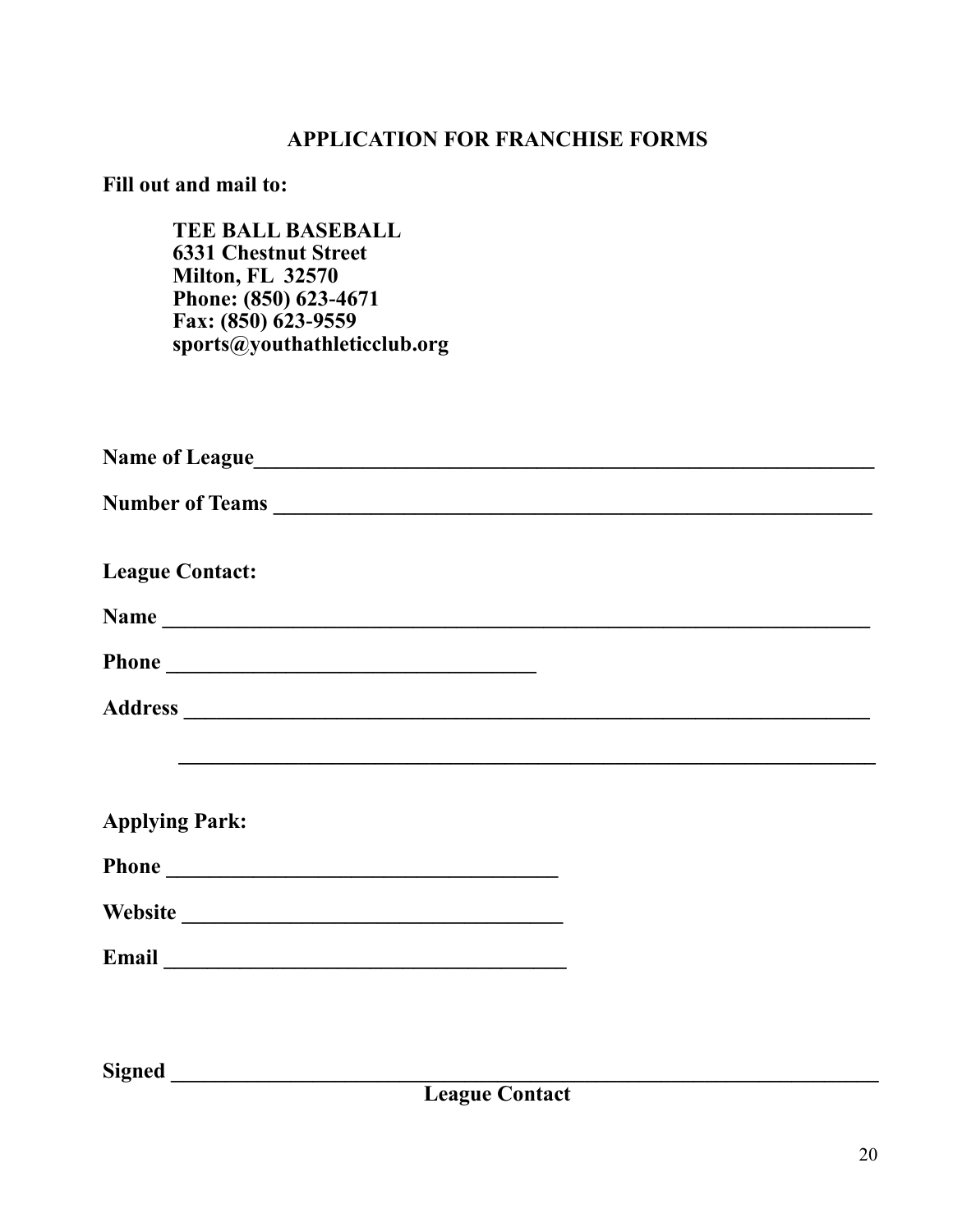## APPLICATION FOR FRANCHISE FORMS

**Fill out and mail to:**

> **TEE BALL BASEBALL**
> **6331 Chestnut Street**
> **Milton, FL 32570**
> **Phone: (850) 623-4671**
> **Fax: (850) 623-9559**
> **sports@youthathleticclub.org**

**Name of League**______________________________________________________________

**Number of Teams** _____________________________________________________________

**League Contact:**

**Name** _______________________________________________________________________

**Phone** ___________________________________

**Address** _____________________________________________________________________

_____________________________________________________________________

**Applying Park:**

**Phone** ______________________________________

**Website** ____________________________________

**Email** _______________________________________

**Signed** ______________________________________________________________________

**League Contact**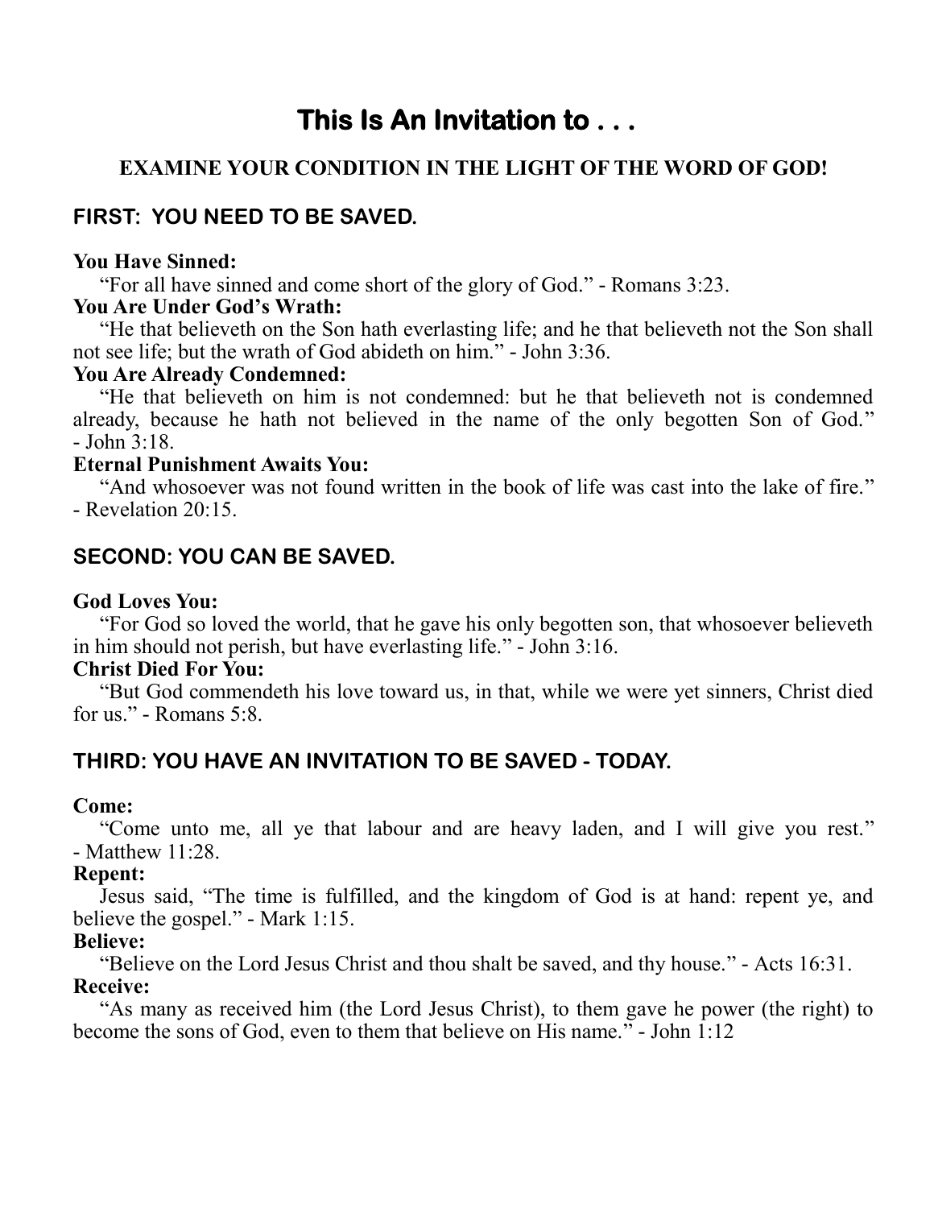# This Is An Invitation to . . .

**EXAMINE YOUR CONDITION IN THE LIGHT OF THE WORD OF GOD!**

## FIRST: YOU NEED TO BE SAVED.

**You Have Sinned:**

"For all have sinned and come short of the glory of God." - Romans 3:23.

**You Are Under God's Wrath:**

"He that believeth on the Son hath everlasting life; and he that believeth not the Son shall not see life; but the wrath of God abideth on him." - John 3:36.

**You Are Already Condemned:**

"He that believeth on him is not condemned: but he that believeth not is condemned already, because he hath not believed in the name of the only begotten Son of God." - John 3:18.

**Eternal Punishment Awaits You:**

"And whosoever was not found written in the book of life was cast into the lake of fire." - Revelation 20:15.

## SECOND: YOU CAN BE SAVED.

**God Loves You:**

"For God so loved the world, that he gave his only begotten son, that whosoever believeth in him should not perish, but have everlasting life." - John 3:16.

**Christ Died For You:**

"But God commendeth his love toward us, in that, while we were yet sinners, Christ died for us." - Romans 5:8.

## THIRD: YOU HAVE AN INVITATION TO BE SAVED - TODAY.

**Come:**

"Come unto me, all ye that labour and are heavy laden, and I will give you rest." - Matthew 11:28.

**Repent:**

Jesus said, "The time is fulfilled, and the kingdom of God is at hand: repent ye, and believe the gospel." - Mark 1:15.

**Believe:**

"Believe on the Lord Jesus Christ and thou shalt be saved, and thy house." - Acts 16:31.

**Receive:**

"As many as received him (the Lord Jesus Christ), to them gave he power (the right) to become the sons of God, even to them that believe on His name." - John 1:12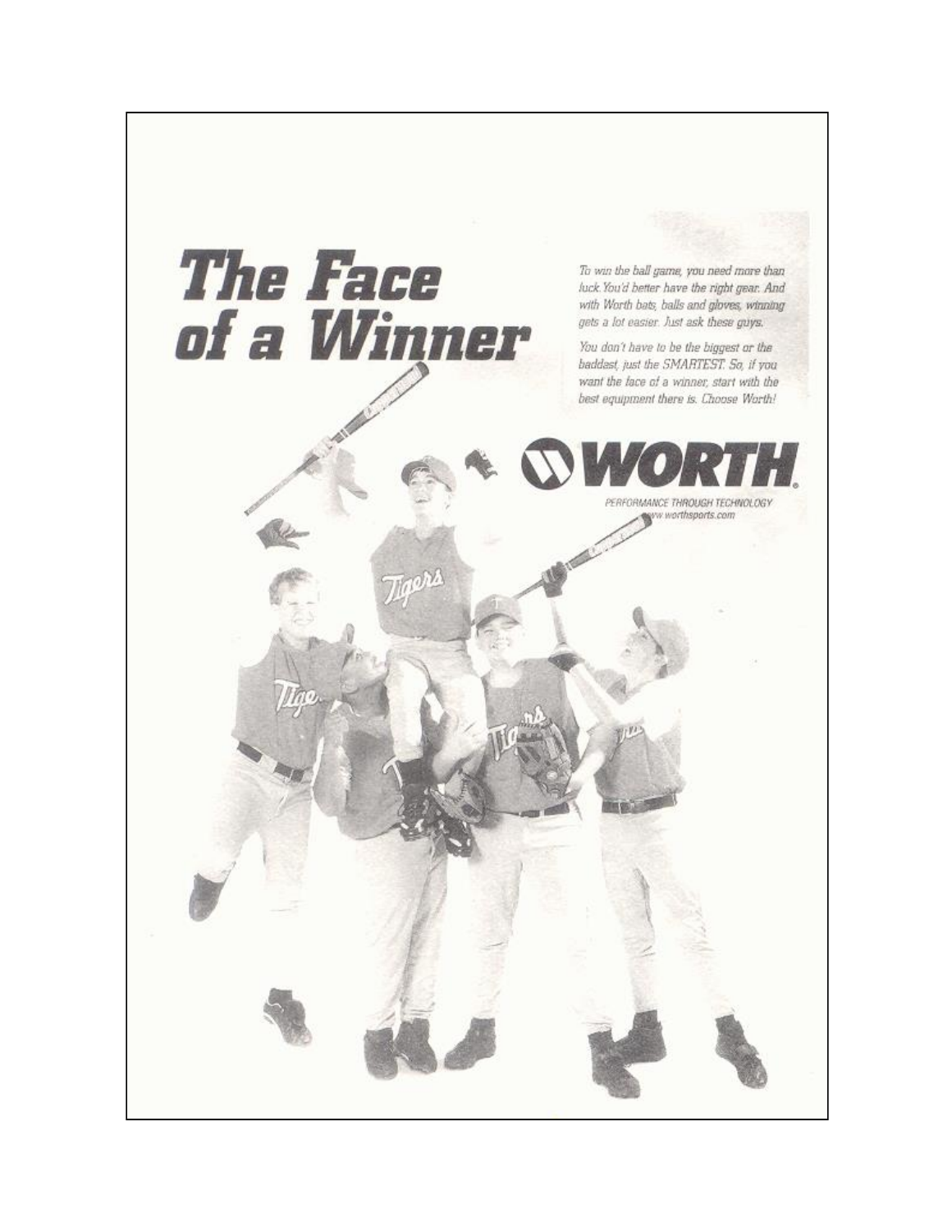# The Face of a Winner

*To win the ball game, you need more than luck. You'd better have the right gear. And with Worth bats, balls and gloves, winning gets a lot easier. Just ask these guys.*

*You don't have to be the biggest or the baddest, just the SMARTEST. So, if you want the face of a winner, start with the best equipment there is. Choose Worth!*

**WORTH**

*PERFORMANCE THROUGH TECHNOLOGY*
*www.worthsports.com*